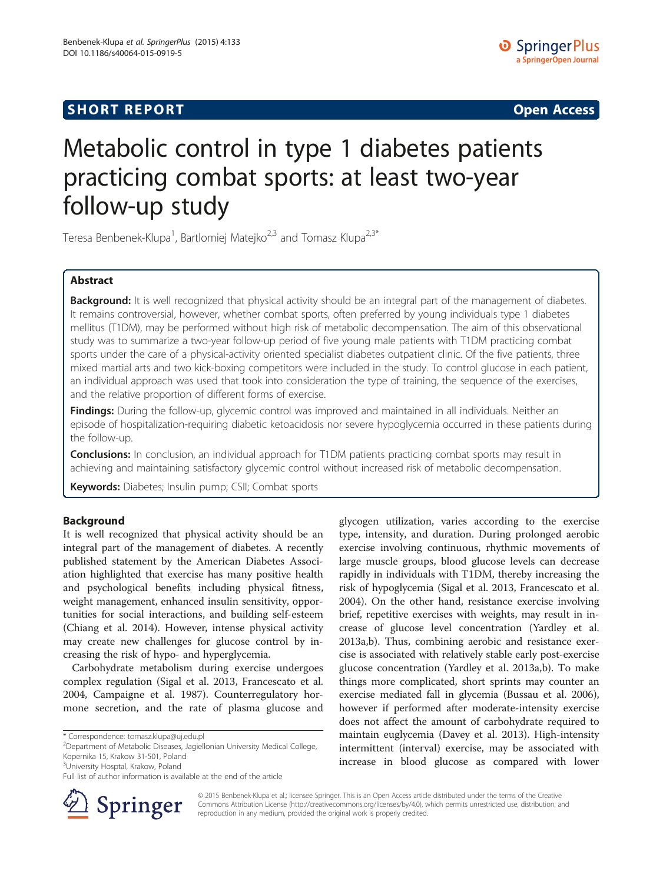SHORT REPORT

Open Access

# Metabolic control in type 1 diabetes patients practicing combat sports: at least two-year follow-up study

Teresa Benbenek-Klupa[1], Bartlomiej Matejko[2,3] and Tomasz Klupa[2,3*]

## Abstract

**Background:** It is well recognized that physical activity should be an integral part of the management of diabetes. It remains controversial, however, whether combat sports, often preferred by young individuals type 1 diabetes mellitus (T1DM), may be performed without high risk of metabolic decompensation. The aim of this observational study was to summarize a two-year follow-up period of five young male patients with T1DM practicing combat sports under the care of a physical-activity oriented specialist diabetes outpatient clinic. Of the five patients, three mixed martial arts and two kick-boxing competitors were included in the study. To control glucose in each patient, an individual approach was used that took into consideration the type of training, the sequence of the exercises, and the relative proportion of different forms of exercise.

**Findings:** During the follow-up, glycemic control was improved and maintained in all individuals. Neither an episode of hospitalization-requiring diabetic ketoacidosis nor severe hypoglycemia occurred in these patients during the follow-up.

**Conclusions:** In conclusion, an individual approach for T1DM patients practicing combat sports may result in achieving and maintaining satisfactory glycemic control without increased risk of metabolic decompensation.

**Keywords:** Diabetes; Insulin pump; CSII; Combat sports

## Background

It is well recognized that physical activity should be an integral part of the management of diabetes. A recently published statement by the American Diabetes Association highlighted that exercise has many positive health and psychological benefits including physical fitness, weight management, enhanced insulin sensitivity, opportunities for social interactions, and building self-esteem (Chiang et al. 2014). However, intense physical activity may create new challenges for glucose control by increasing the risk of hypo- and hyperglycemia.

Carbohydrate metabolism during exercise undergoes complex regulation (Sigal et al. 2013, Francescato et al. 2004, Campaigne et al. 1987). Counterregulatory hormone secretion, and the rate of plasma glucose and glycogen utilization, varies according to the exercise type, intensity, and duration. During prolonged aerobic exercise involving continuous, rhythmic movements of large muscle groups, blood glucose levels can decrease rapidly in individuals with T1DM, thereby increasing the risk of hypoglycemia (Sigal et al. 2013, Francescato et al. 2004). On the other hand, resistance exercise involving brief, repetitive exercises with weights, may result in increase of glucose level concentration (Yardley et al. 2013a,b). Thus, combining aerobic and resistance exercise is associated with relatively stable early post-exercise glucose concentration (Yardley et al. 2013a,b). To make things more complicated, short sprints may counter an exercise mediated fall in glycemia (Bussau et al. 2006), however if performed after moderate-intensity exercise does not affect the amount of carbohydrate required to maintain euglycemia (Davey et al. 2013). High-intensity intermittent (interval) exercise, may be associated with increase in blood glucose as compared with lower

* Correspondence: tomasz.klupa@uj.edu.pl
[2]Department of Metabolic Diseases, Jagiellonian University Medical College, Kopernika 15, Krakow 31-501, Poland
[3]University Hospital, Krakow, Poland
Full list of author information is available at the end of the article

© 2015 Benbenek-Klupa et al.; licensee Springer. This is an Open Access article distributed under the terms of the Creative Commons Attribution License (http://creativecommons.org/licenses/by/4.0), which permits unrestricted use, distribution, and reproduction in any medium, provided the original work is properly credited.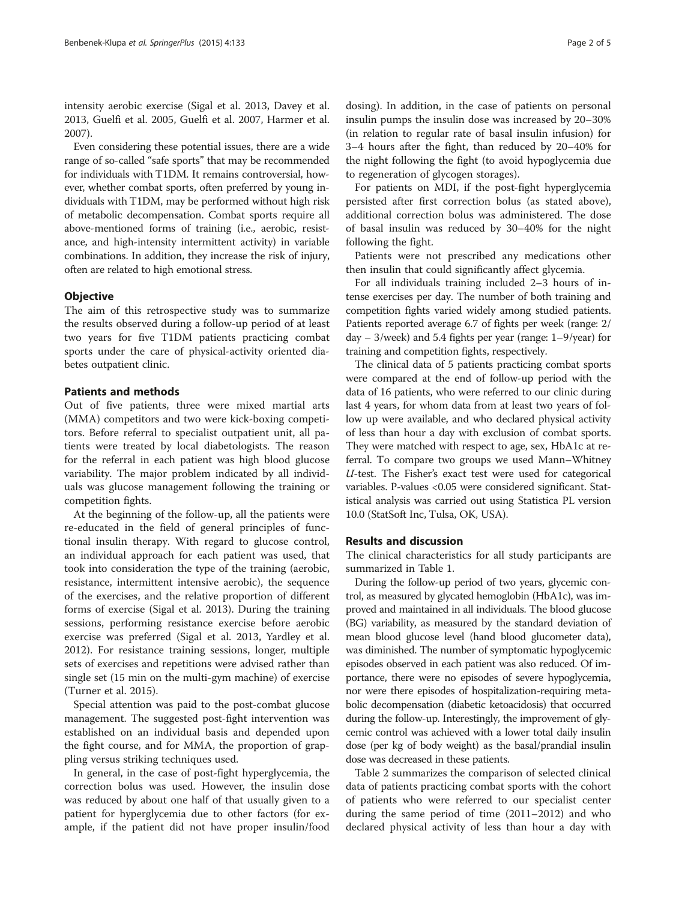intensity aerobic exercise (Sigal et al. 2013, Davey et al. 2013, Guelfi et al. 2005, Guelfi et al. 2007, Harmer et al. 2007).

Even considering these potential issues, there are a wide range of so-called "safe sports" that may be recommended for individuals with T1DM. It remains controversial, however, whether combat sports, often preferred by young individuals with T1DM, may be performed without high risk of metabolic decompensation. Combat sports require all above-mentioned forms of training (i.e., aerobic, resistance, and high-intensity intermittent activity) in variable combinations. In addition, they increase the risk of injury, often are related to high emotional stress.

## Objective

The aim of this retrospective study was to summarize the results observed during a follow-up period of at least two years for five T1DM patients practicing combat sports under the care of physical-activity oriented diabetes outpatient clinic.

## Patients and methods

Out of five patients, three were mixed martial arts (MMA) competitors and two were kick-boxing competitors. Before referral to specialist outpatient unit, all patients were treated by local diabetologists. The reason for the referral in each patient was high blood glucose variability. The major problem indicated by all individuals was glucose management following the training or competition fights.

At the beginning of the follow-up, all the patients were re-educated in the field of general principles of functional insulin therapy. With regard to glucose control, an individual approach for each patient was used, that took into consideration the type of the training (aerobic, resistance, intermittent intensive aerobic), the sequence of the exercises, and the relative proportion of different forms of exercise (Sigal et al. 2013). During the training sessions, performing resistance exercise before aerobic exercise was preferred (Sigal et al. 2013, Yardley et al. 2012). For resistance training sessions, longer, multiple sets of exercises and repetitions were advised rather than single set (15 min on the multi-gym machine) of exercise (Turner et al. 2015).

Special attention was paid to the post-combat glucose management. The suggested post-fight intervention was established on an individual basis and depended upon the fight course, and for MMA, the proportion of grappling versus striking techniques used.

In general, in the case of post-fight hyperglycemia, the correction bolus was used. However, the insulin dose was reduced by about one half of that usually given to a patient for hyperglycemia due to other factors (for example, if the patient did not have proper insulin/food dosing). In addition, in the case of patients on personal insulin pumps the insulin dose was increased by 20–30% (in relation to regular rate of basal insulin infusion) for 3–4 hours after the fight, than reduced by 20–40% for the night following the fight (to avoid hypoglycemia due to regeneration of glycogen storages).

For patients on MDI, if the post-fight hyperglycemia persisted after first correction bolus (as stated above), additional correction bolus was administered. The dose of basal insulin was reduced by 30–40% for the night following the fight.

Patients were not prescribed any medications other then insulin that could significantly affect glycemia.

For all individuals training included 2–3 hours of intense exercises per day. The number of both training and competition fights varied widely among studied patients. Patients reported average 6.7 of fights per week (range: 2/day – 3/week) and 5.4 fights per year (range: 1–9/year) for training and competition fights, respectively.

The clinical data of 5 patients practicing combat sports were compared at the end of follow-up period with the data of 16 patients, who were referred to our clinic during last 4 years, for whom data from at least two years of follow up were available, and who declared physical activity of less than hour a day with exclusion of combat sports. They were matched with respect to age, sex, HbA1c at referral. To compare two groups we used Mann–Whitney *U*-test. The Fisher's exact test were used for categorical variables. P-values <0.05 were considered significant. Statistical analysis was carried out using Statistica PL version 10.0 (StatSoft Inc, Tulsa, OK, USA).

## Results and discussion

The clinical characteristics for all study participants are summarized in Table 1.

During the follow-up period of two years, glycemic control, as measured by glycated hemoglobin (HbA1c), was improved and maintained in all individuals. The blood glucose (BG) variability, as measured by the standard deviation of mean blood glucose level (hand blood glucometer data), was diminished. The number of symptomatic hypoglycemic episodes observed in each patient was also reduced. Of importance, there were no episodes of severe hypoglycemia, nor were there episodes of hospitalization-requiring metabolic decompensation (diabetic ketoacidosis) that occurred during the follow-up. Interestingly, the improvement of glycemic control was achieved with a lower total daily insulin dose (per kg of body weight) as the basal/prandial insulin dose was decreased in these patients.

Table 2 summarizes the comparison of selected clinical data of patients practicing combat sports with the cohort of patients who were referred to our specialist center during the same period of time (2011–2012) and who declared physical activity of less than hour a day with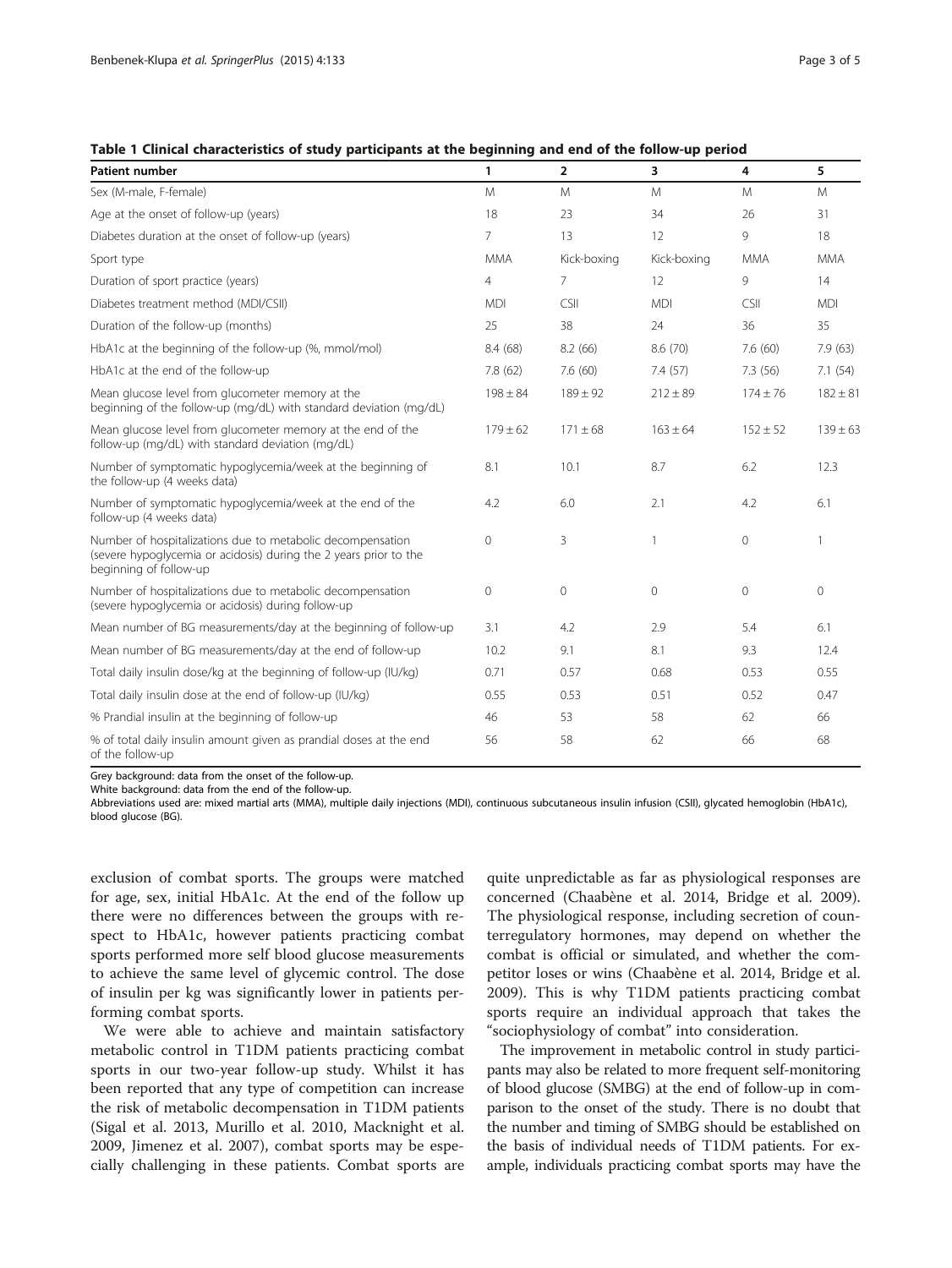**Table 1 Clinical characteristics of study participants at the beginning and end of the follow-up period**

| Patient number | 1 | 2 | 3 | 4 | 5 |
|---|---|---|---|---|---|
| Sex (M-male, F-female) | M | M | M | M | M |
| Age at the onset of follow-up (years) | 18 | 23 | 34 | 26 | 31 |
| Diabetes duration at the onset of follow-up (years) | 7 | 13 | 12 | 9 | 18 |
| Sport type | MMA | Kick-boxing | Kick-boxing | MMA | MMA |
| Duration of sport practice (years) | 4 | 7 | 12 | 9 | 14 |
| Diabetes treatment method (MDI/CSII) | MDI | CSII | MDI | CSII | MDI |
| Duration of the follow-up (months) | 25 | 38 | 24 | 36 | 35 |
| HbA1c at the beginning of the follow-up (%, mmol/mol) | 8.4 (68) | 8.2 (66) | 8.6 (70) | 7.6 (60) | 7.9 (63) |
| HbA1c at the end of the follow-up | 7.8 (62) | 7.6 (60) | 7.4 (57) | 7.3 (56) | 7.1 (54) |
| Mean glucose level from glucometer memory at the beginning of the follow-up (mg/dL) with standard deviation (mg/dL) | 198 ± 84 | 189 ± 92 | 212 ± 89 | 174 ± 76 | 182 ± 81 |
| Mean glucose level from glucometer memory at the end of the follow-up (mg/dL) with standard deviation (mg/dL) | 179 ± 62 | 171 ± 68 | 163 ± 64 | 152 ± 52 | 139 ± 63 |
| Number of symptomatic hypoglycemia/week at the beginning of the follow-up (4 weeks data) | 8.1 | 10.1 | 8.7 | 6.2 | 12.3 |
| Number of symptomatic hypoglycemia/week at the end of the follow-up (4 weeks data) | 4.2 | 6.0 | 2.1 | 4.2 | 6.1 |
| Number of hospitalizations due to metabolic decompensation (severe hypoglycemia or acidosis) during the 2 years prior to the beginning of follow-up | 0 | 3 | 1 | 0 | 1 |
| Number of hospitalizations due to metabolic decompensation (severe hypoglycemia or acidosis) during follow-up | 0 | 0 | 0 | 0 | 0 |
| Mean number of BG measurements/day at the beginning of follow-up | 3.1 | 4.2 | 2.9 | 5.4 | 6.1 |
| Mean number of BG measurements/day at the end of follow-up | 10.2 | 9.1 | 8.1 | 9.3 | 12.4 |
| Total daily insulin dose/kg at the beginning of follow-up (IU/kg) | 0.71 | 0.57 | 0.68 | 0.53 | 0.55 |
| Total daily insulin dose at the end of follow-up (IU/kg) | 0.55 | 0.53 | 0.51 | 0.52 | 0.47 |
| % Prandial insulin at the beginning of follow-up | 46 | 53 | 58 | 62 | 66 |
| % of total daily insulin amount given as prandial doses at the end of the follow-up | 56 | 58 | 62 | 66 | 68 |

Grey background: data from the onset of the follow-up.
White background: data from the end of the follow-up.
Abbreviations used are: mixed martial arts (MMA), multiple daily injections (MDI), continuous subcutaneous insulin infusion (CSII), glycated hemoglobin (HbA1c), blood glucose (BG).

exclusion of combat sports. The groups were matched for age, sex, initial HbA1c. At the end of the follow up there were no differences between the groups with respect to HbA1c, however patients practicing combat sports performed more self blood glucose measurements to achieve the same level of glycemic control. The dose of insulin per kg was significantly lower in patients performing combat sports.

We were able to achieve and maintain satisfactory metabolic control in T1DM patients practicing combat sports in our two-year follow-up study. Whilst it has been reported that any type of competition can increase the risk of metabolic decompensation in T1DM patients (Sigal et al. 2013, Murillo et al. 2010, Macknight et al. 2009, Jimenez et al. 2007), combat sports may be especially challenging in these patients. Combat sports are quite unpredictable as far as physiological responses are concerned (Chaabène et al. 2014, Bridge et al. 2009). The physiological response, including secretion of counterregulatory hormones, may depend on whether the combat is official or simulated, and whether the competitor loses or wins (Chaabène et al. 2014, Bridge et al. 2009). This is why T1DM patients practicing combat sports require an individual approach that takes the "sociophysiology of combat" into consideration.

The improvement in metabolic control in study participants may also be related to more frequent self-monitoring of blood glucose (SMBG) at the end of follow-up in comparison to the onset of the study. There is no doubt that the number and timing of SMBG should be established on the basis of individual needs of T1DM patients. For example, individuals practicing combat sports may have the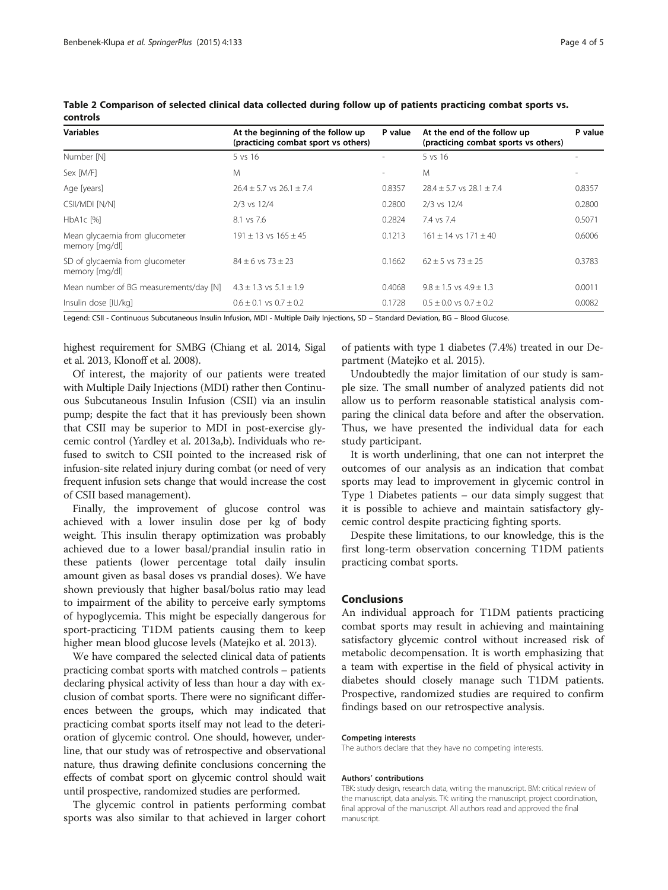**Table 2 Comparison of selected clinical data collected during follow up of patients practicing combat sports vs. controls**

| Variables | At the beginning of the follow up (practicing combat sport vs others) | P value | At the end of the follow up (practicing combat sports vs others) | P value |
|---|---|---|---|---|
| Number [N] | 5 vs 16 | - | 5 vs 16 | - |
| Sex [M/F] | M | - | M | - |
| Age [years] | 26.4 ± 5.7 vs 26.1 ± 7.4 | 0.8357 | 28.4 ± 5.7 vs 28.1 ± 7.4 | 0.8357 |
| CSII/MDI [N/N] | 2/3 vs 12/4 | 0.2800 | 2/3 vs 12/4 | 0.2800 |
| HbA1c [%] | 8.1 vs 7.6 | 0.2824 | 7.4 vs 7.4 | 0.5071 |
| Mean glycaemia from glucometer memory [mg/dl] | 191 ± 13 vs 165 ± 45 | 0.1213 | 161 ± 14 vs 171 ± 40 | 0.6006 |
| SD of glycaemia from glucometer memory [mg/dl] | 84 ± 6 vs 73 ± 23 | 0.1662 | 62 ± 5 vs 73 ± 25 | 0.3783 |
| Mean number of BG measurements/day [N] | 4.3 ± 1.3 vs 5.1 ± 1.9 | 0.4068 | 9.8 ± 1.5 vs 4.9 ± 1.3 | 0.0011 |
| Insulin dose [IU/kg] | 0.6 ± 0.1 vs 0.7 ± 0.2 | 0.1728 | 0.5 ± 0.0 vs 0.7 ± 0.2 | 0.0082 |

Legend: CSII - Continuous Subcutaneous Insulin Infusion, MDI - Multiple Daily Injections, SD – Standard Deviation, BG – Blood Glucose.

highest requirement for SMBG (Chiang et al. 2014, Sigal et al. 2013, Klonoff et al. 2008).

Of interest, the majority of our patients were treated with Multiple Daily Injections (MDI) rather then Continuous Subcutaneous Insulin Infusion (CSII) via an insulin pump; despite the fact that it has previously been shown that CSII may be superior to MDI in post-exercise glycemic control (Yardley et al. 2013a,b). Individuals who refused to switch to CSII pointed to the increased risk of infusion-site related injury during combat (or need of very frequent infusion sets change that would increase the cost of CSII based management).

Finally, the improvement of glucose control was achieved with a lower insulin dose per kg of body weight. This insulin therapy optimization was probably achieved due to a lower basal/prandial insulin ratio in these patients (lower percentage total daily insulin amount given as basal doses vs prandial doses). We have shown previously that higher basal/bolus ratio may lead to impairment of the ability to perceive early symptoms of hypoglycemia. This might be especially dangerous for sport-practicing T1DM patients causing them to keep higher mean blood glucose levels (Matejko et al. 2013).

We have compared the selected clinical data of patients practicing combat sports with matched controls – patients declaring physical activity of less than hour a day with exclusion of combat sports. There were no significant differences between the groups, which may indicated that practicing combat sports itself may not lead to the deterioration of glycemic control. One should, however, underline, that our study was of retrospective and observational nature, thus drawing definite conclusions concerning the effects of combat sport on glycemic control should wait until prospective, randomized studies are performed.

The glycemic control in patients performing combat sports was also similar to that achieved in larger cohort of patients with type 1 diabetes (7.4%) treated in our Department (Matejko et al. 2015).

Undoubtedly the major limitation of our study is sample size. The small number of analyzed patients did not allow us to perform reasonable statistical analysis comparing the clinical data before and after the observation. Thus, we have presented the individual data for each study participant.

It is worth underlining, that one can not interpret the outcomes of our analysis as an indication that combat sports may lead to improvement in glycemic control in Type 1 Diabetes patients – our data simply suggest that it is possible to achieve and maintain satisfactory glycemic control despite practicing fighting sports.

Despite these limitations, to our knowledge, this is the first long-term observation concerning T1DM patients practicing combat sports.

## Conclusions

An individual approach for T1DM patients practicing combat sports may result in achieving and maintaining satisfactory glycemic control without increased risk of metabolic decompensation. It is worth emphasizing that a team with expertise in the field of physical activity in diabetes should closely manage such T1DM patients. Prospective, randomized studies are required to confirm findings based on our retrospective analysis.

#### Competing interests

The authors declare that they have no competing interests.

#### Authors' contributions

TBK: study design, research data, writing the manuscript. BM: critical review of the manuscript, data analysis. TK: writing the manuscript, project coordination, final approval of the manuscript. All authors read and approved the final manuscript.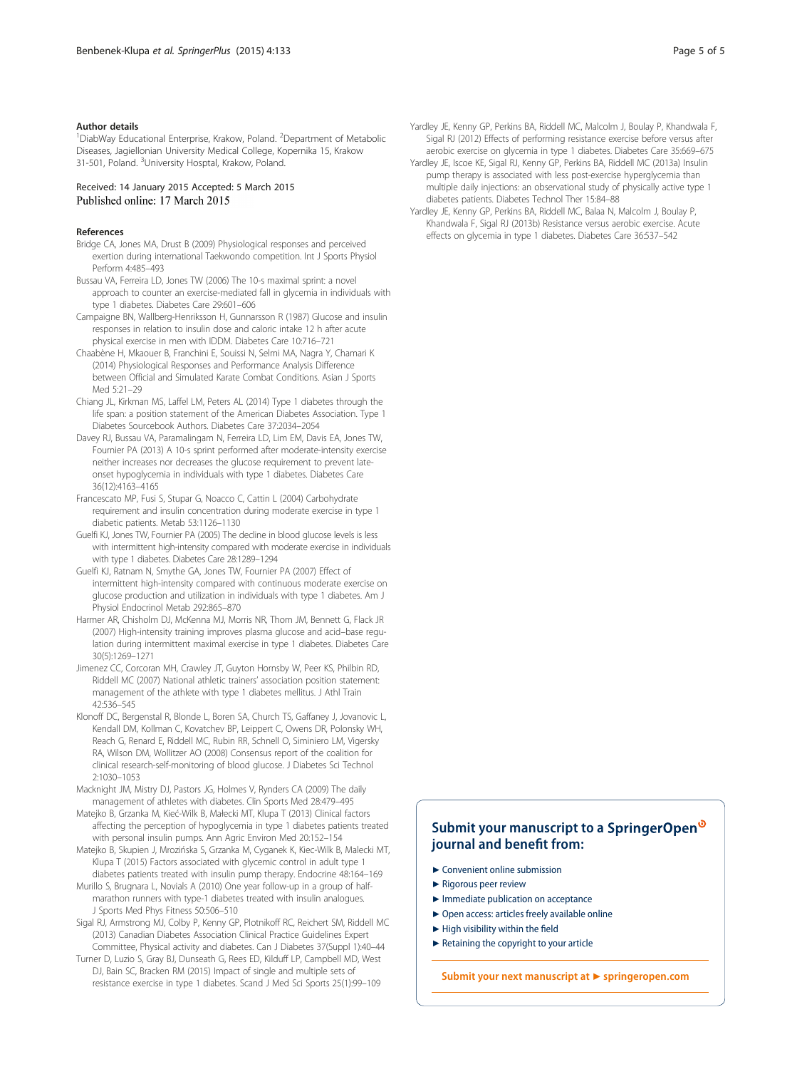### Author details

[1]DiabWay Educational Enterprise, Krakow, Poland. [2]Department of Metabolic Diseases, Jagiellonian University Medical College, Kopernika 15, Krakow 31-501, Poland. [3]University Hospital, Krakow, Poland.

Received: 14 January 2015 Accepted: 5 March 2015
Published online: 17 March 2015

### References

Bridge CA, Jones MA, Drust B (2009) Physiological responses and perceived exertion during international Taekwondo competition. Int J Sports Physiol Perform 4:485–493

Bussau VA, Ferreira LD, Jones TW (2006) The 10-s maximal sprint: a novel approach to counter an exercise-mediated fall in glycemia in individuals with type 1 diabetes. Diabetes Care 29:601–606

Campaigne BN, Wallberg-Henriksson H, Gunnarsson R (1987) Glucose and insulin responses in relation to insulin dose and caloric intake 12 h after acute physical exercise in men with IDDM. Diabetes Care 10:716–721

Chaabène H, Mkaouer B, Franchini E, Souissi N, Selmi MA, Nagra Y, Chamari K (2014) Physiological Responses and Performance Analysis Difference between Official and Simulated Karate Combat Conditions. Asian J Sports Med 5:21–29

Chiang JL, Kirkman MS, Laffel LM, Peters AL (2014) Type 1 diabetes through the life span: a position statement of the American Diabetes Association. Type 1 Diabetes Sourcebook Authors. Diabetes Care 37:2034–2054

Davey RJ, Bussau VA, Paramalingam N, Ferreira LD, Lim EM, Davis EA, Jones TW, Fournier PA (2013) A 10-s sprint performed after moderate-intensity exercise neither increases nor decreases the glucose requirement to prevent late-onset hypoglycemia in individuals with type 1 diabetes. Diabetes Care 36(12):4163–4165

Francescato MP, Fusi S, Stupar G, Noacco C, Cattin L (2004) Carbohydrate requirement and insulin concentration during moderate exercise in type 1 diabetic patients. Metab 53:1126–1130

Guelfi KJ, Jones TW, Fournier PA (2005) The decline in blood glucose levels is less with intermittent high-intensity compared with moderate exercise in individuals with type 1 diabetes. Diabetes Care 28:1289–1294

Guelfi KJ, Ratnam N, Smythe GA, Jones TW, Fournier PA (2007) Effect of intermittent high-intensity compared with continuous moderate exercise on glucose production and utilization in individuals with type 1 diabetes. Am J Physiol Endocrinol Metab 292:865–870

Harmer AR, Chisholm DJ, McKenna MJ, Morris NR, Thom JM, Bennett G, Flack JR (2007) High-intensity training improves plasma glucose and acid–base regulation during intermittent maximal exercise in type 1 diabetes. Diabetes Care 30(5):1269–1271

Jimenez CC, Corcoran MH, Crawley JT, Guyton Hornsby W, Peer KS, Philbin RD, Riddell MC (2007) National athletic trainers' association position statement: management of the athlete with type 1 diabetes mellitus. J Athl Train 42:536–545

Klonoff DC, Bergenstal R, Blonde L, Boren SA, Church TS, Gaffaney J, Jovanovic L, Kendall DM, Kollman C, Kovatchev BP, Leippert C, Owens DR, Polonsky WH, Reach G, Renard E, Riddell MC, Rubin RR, Schnell O, Siminiero LM, Vigersky RA, Wilson DM, Wollitzer AO (2008) Consensus report of the coalition for clinical research-self-monitoring of blood glucose. J Diabetes Sci Technol 2:1030–1053

Macknight JM, Mistry DJ, Pastors JG, Holmes V, Rynders CA (2009) The daily management of athletes with diabetes. Clin Sports Med 28:479–495

Matejko B, Grzanka M, Kieć-Wilk B, Małecki MT, Klupa T (2013) Clinical factors affecting the perception of hypoglycemia in type 1 diabetes patients treated with personal insulin pumps. Ann Agric Environ Med 20:152–154

Matejko B, Skupien J, Mrozińska S, Grzanka M, Cyganek K, Kiec-Wilk B, Malecki MT, Klupa T (2015) Factors associated with glycemic control in adult type 1 diabetes patients treated with insulin pump therapy. Endocrine 48:164–169

Murillo S, Brugnara L, Novials A (2010) One year follow-up in a group of half-marathon runners with type-1 diabetes treated with insulin analogues. J Sports Med Phys Fitness 50:506–510

Sigal RJ, Armstrong MJ, Colby P, Kenny GP, Plotnikoff RC, Reichert SM, Riddell MC (2013) Canadian Diabetes Association Clinical Practice Guidelines Expert Committee, Physical activity and diabetes. Can J Diabetes 37(Suppl 1):40–44

Turner D, Luzio S, Gray BJ, Dunseath G, Rees ED, Kilduff LP, Campbell MD, West DJ, Bain SC, Bracken RM (2015) Impact of single and multiple sets of resistance exercise in type 1 diabetes. Scand J Med Sci Sports 25(1):99–109

Yardley JE, Kenny GP, Perkins BA, Riddell MC, Malcolm J, Boulay P, Khandwala F, Sigal RJ (2012) Effects of performing resistance exercise before versus after aerobic exercise on glycemia in type 1 diabetes. Diabetes Care 35:669–675

Yardley JE, Iscoe KE, Sigal RJ, Kenny GP, Perkins BA, Riddell MC (2013a) Insulin pump therapy is associated with less post-exercise hyperglycemia than multiple daily injections: an observational study of physically active type 1 diabetes patients. Diabetes Technol Ther 15:84–88

Yardley JE, Kenny GP, Perkins BA, Riddell MC, Balaa N, Malcolm J, Boulay P, Khandwala F, Sigal RJ (2013b) Resistance versus aerobic exercise. Acute effects on glycemia in type 1 diabetes. Diabetes Care 36:537–542

**Submit your manuscript to a SpringerOpen journal and benefit from:**

- ► Convenient online submission
- ► Rigorous peer review
- ► Immediate publication on acceptance
- ► Open access: articles freely available online
- ► High visibility within the field
- ► Retaining the copyright to your article

**Submit your next manuscript at ► springeropen.com**